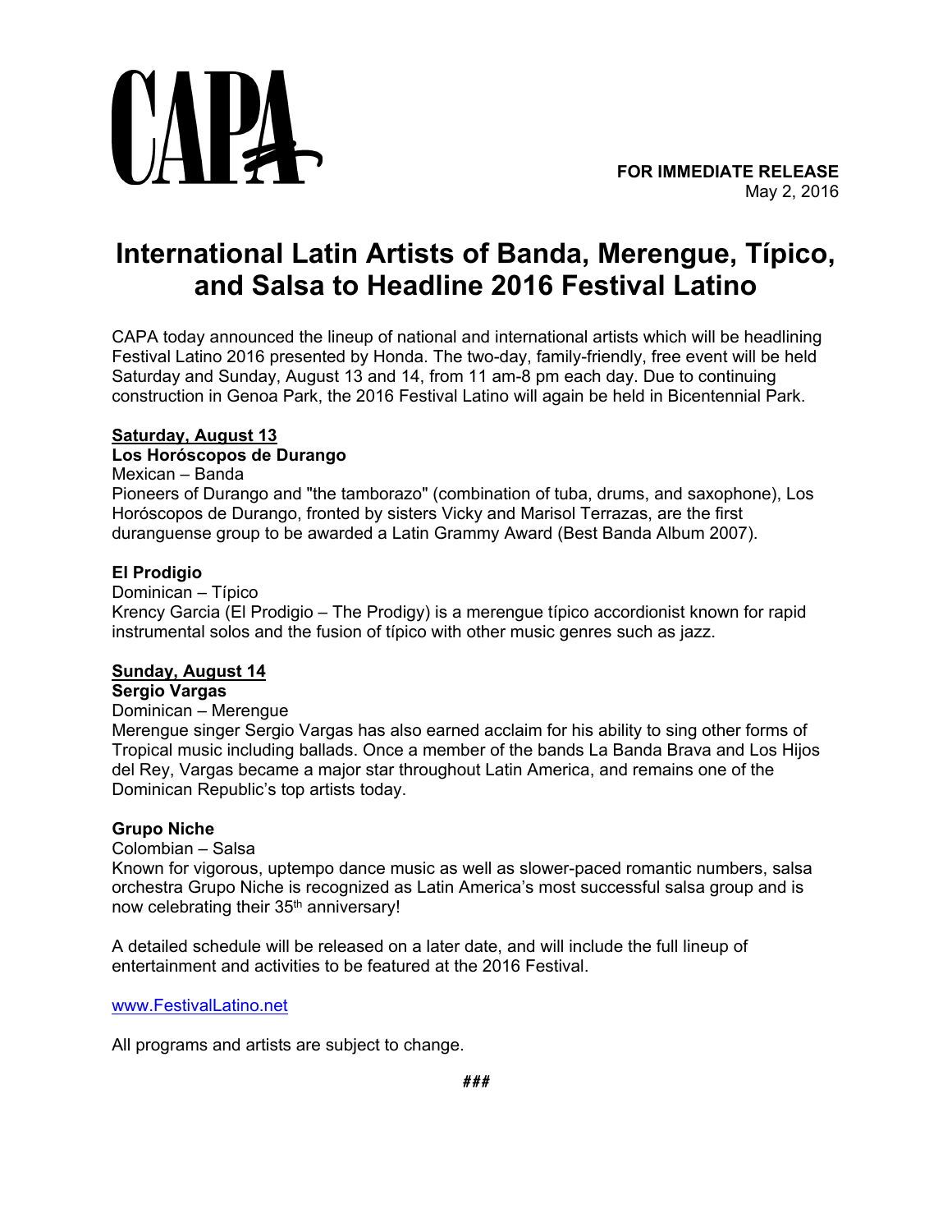CAPA

**FOR IMMEDIATE RELEASE**
May 2, 2016

# International Latin Artists of Banda, Merengue, Típico, and Salsa to Headline 2016 Festival Latino

CAPA today announced the lineup of national and international artists which will be headlining Festival Latino 2016 presented by Honda. The two-day, family-friendly, free event will be held Saturday and Sunday, August 13 and 14, from 11 am-8 pm each day. Due to continuing construction in Genoa Park, the 2016 Festival Latino will again be held in Bicentennial Park.

**Saturday, August 13**

**Los Horóscopos de Durango**
Mexican – Banda
Pioneers of Durango and "the tamborazo" (combination of tuba, drums, and saxophone), Los Horóscopos de Durango, fronted by sisters Vicky and Marisol Terrazas, are the first duranguense group to be awarded a Latin Grammy Award (Best Banda Album 2007).

**El Prodigio**
Dominican – Típico
Krency Garcia (El Prodigio – The Prodigy) is a merengue típico accordionist known for rapid instrumental solos and the fusion of típico with other music genres such as jazz.

**Sunday, August 14**

**Sergio Vargas**
Dominican – Merengue
Merengue singer Sergio Vargas has also earned acclaim for his ability to sing other forms of Tropical music including ballads. Once a member of the bands La Banda Brava and Los Hijos del Rey, Vargas became a major star throughout Latin America, and remains one of the Dominican Republic's top artists today.

**Grupo Niche**
Colombian – Salsa
Known for vigorous, uptempo dance music as well as slower-paced romantic numbers, salsa orchestra Grupo Niche is recognized as Latin America's most successful salsa group and is now celebrating their 35th anniversary!

A detailed schedule will be released on a later date, and will include the full lineup of entertainment and activities to be featured at the 2016 Festival.

www.FestivalLatino.net

All programs and artists are subject to change.

###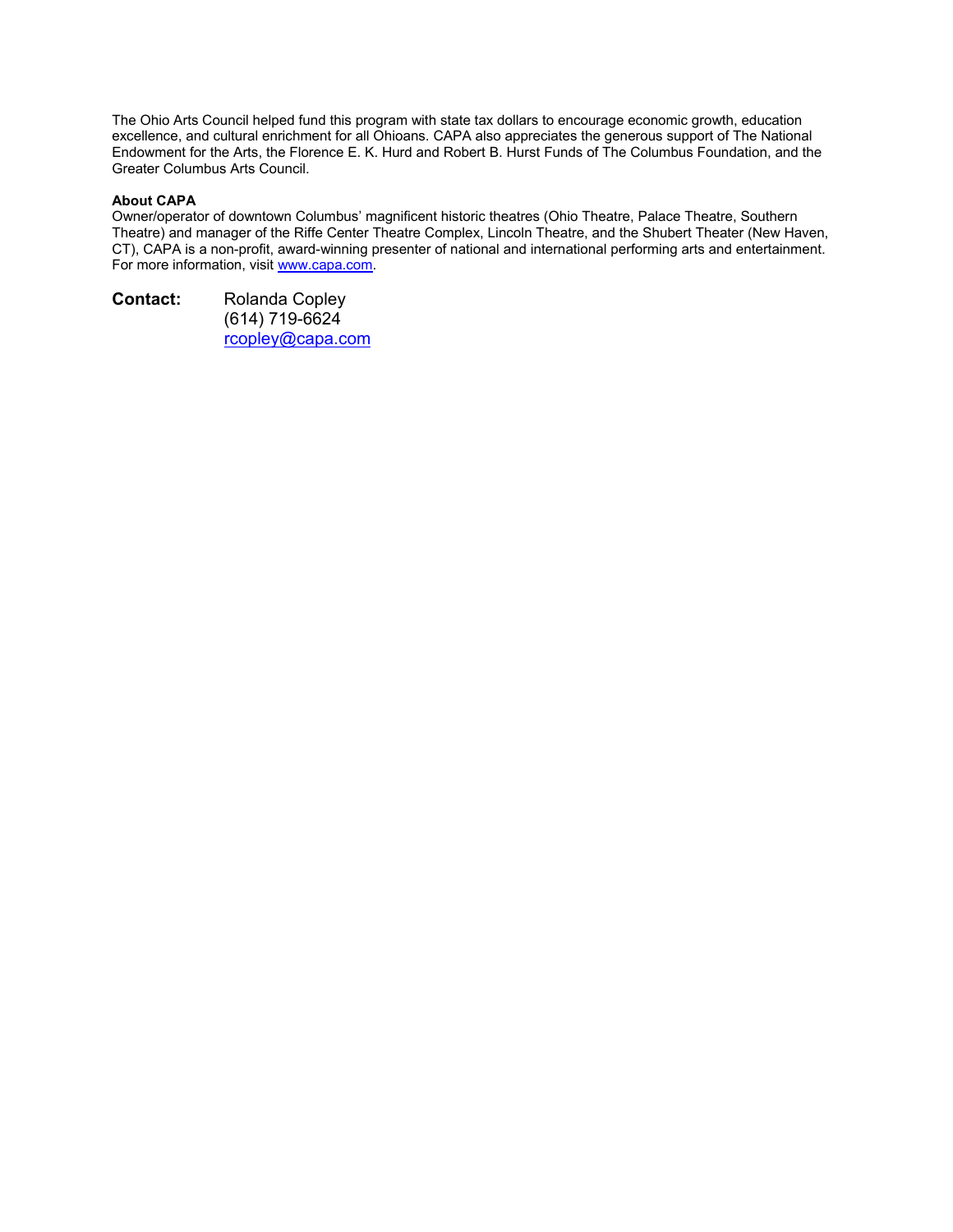The Ohio Arts Council helped fund this program with state tax dollars to encourage economic growth, education excellence, and cultural enrichment for all Ohioans. CAPA also appreciates the generous support of The National Endowment for the Arts, the Florence E. K. Hurd and Robert B. Hurst Funds of The Columbus Foundation, and the Greater Columbus Arts Council.

**About CAPA**
Owner/operator of downtown Columbus' magnificent historic theatres (Ohio Theatre, Palace Theatre, Southern Theatre) and manager of the Riffe Center Theatre Complex, Lincoln Theatre, and the Shubert Theater (New Haven, CT), CAPA is a non-profit, award-winning presenter of national and international performing arts and entertainment. For more information, visit www.capa.com.

**Contact:** Rolanda Copley
(614) 719-6624
rcopley@capa.com